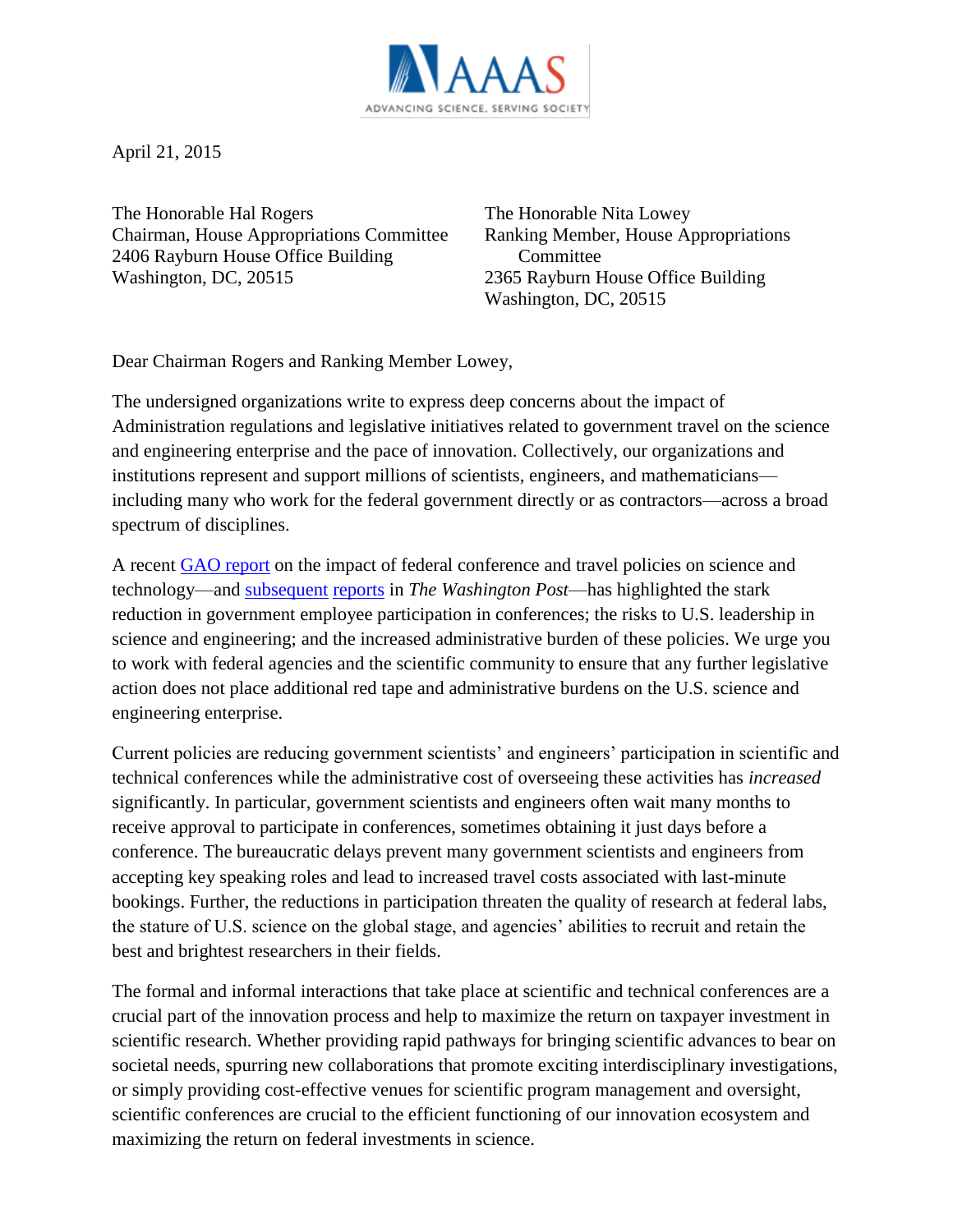April 21, 2015

The Honorable Hal Rogers
Chairman, House Appropriations Committee
2406 Rayburn House Office Building
Washington, DC, 20515

The Honorable Nita Lowey
Ranking Member, House Appropriations Committee
2365 Rayburn House Office Building
Washington, DC, 20515

Dear Chairman Rogers and Ranking Member Lowey,

The undersigned organizations write to express deep concerns about the impact of Administration regulations and legislative initiatives related to government travel on the science and engineering enterprise and the pace of innovation. Collectively, our organizations and institutions represent and support millions of scientists, engineers, and mathematicians—including many who work for the federal government directly or as contractors—across a broad spectrum of disciplines.

A recent GAO report on the impact of federal conference and travel policies on science and technology—and subsequent reports in *The Washington Post*—has highlighted the stark reduction in government employee participation in conferences; the risks to U.S. leadership in science and engineering; and the increased administrative burden of these policies. We urge you to work with federal agencies and the scientific community to ensure that any further legislative action does not place additional red tape and administrative burdens on the U.S. science and engineering enterprise.

Current policies are reducing government scientists' and engineers' participation in scientific and technical conferences while the administrative cost of overseeing these activities has *increased* significantly. In particular, government scientists and engineers often wait many months to receive approval to participate in conferences, sometimes obtaining it just days before a conference. The bureaucratic delays prevent many government scientists and engineers from accepting key speaking roles and lead to increased travel costs associated with last-minute bookings. Further, the reductions in participation threaten the quality of research at federal labs, the stature of U.S. science on the global stage, and agencies' abilities to recruit and retain the best and brightest researchers in their fields.

The formal and informal interactions that take place at scientific and technical conferences are a crucial part of the innovation process and help to maximize the return on taxpayer investment in scientific research. Whether providing rapid pathways for bringing scientific advances to bear on societal needs, spurring new collaborations that promote exciting interdisciplinary investigations, or simply providing cost-effective venues for scientific program management and oversight, scientific conferences are crucial to the efficient functioning of our innovation ecosystem and maximizing the return on federal investments in science.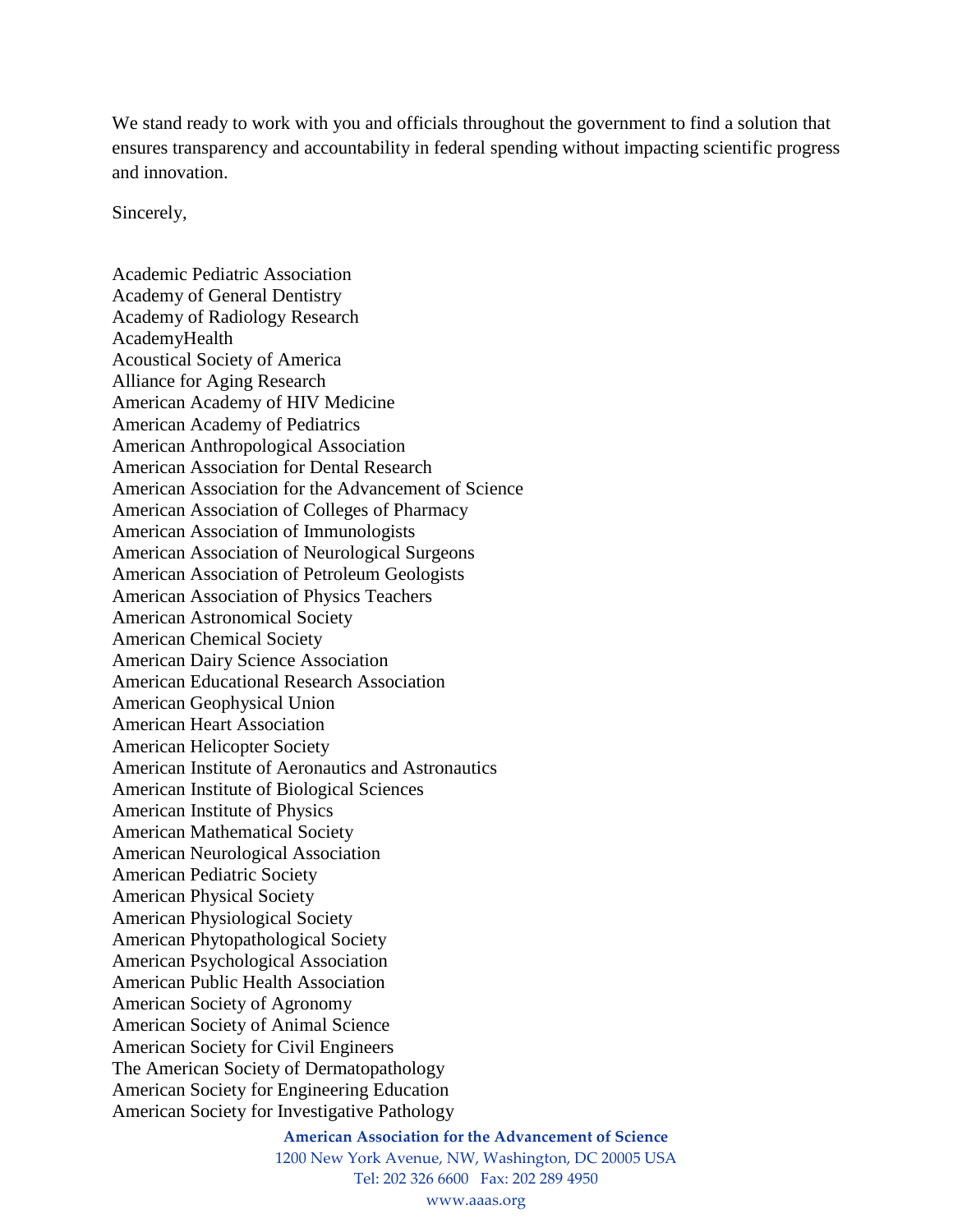We stand ready to work with you and officials throughout the government to find a solution that ensures transparency and accountability in federal spending without impacting scientific progress and innovation.

Sincerely,

Academic Pediatric Association
Academy of General Dentistry
Academy of Radiology Research
AcademyHealth
Acoustical Society of America
Alliance for Aging Research
American Academy of HIV Medicine
American Academy of Pediatrics
American Anthropological Association
American Association for Dental Research
American Association for the Advancement of Science
American Association of Colleges of Pharmacy
American Association of Immunologists
American Association of Neurological Surgeons
American Association of Petroleum Geologists
American Association of Physics Teachers
American Astronomical Society
American Chemical Society
American Dairy Science Association
American Educational Research Association
American Geophysical Union
American Heart Association
American Helicopter Society
American Institute of Aeronautics and Astronautics
American Institute of Biological Sciences
American Institute of Physics
American Mathematical Society
American Neurological Association
American Pediatric Society
American Physical Society
American Physiological Society
American Phytopathological Society
American Psychological Association
American Public Health Association
American Society of Agronomy
American Society of Animal Science
American Society for Civil Engineers
The American Society of Dermatopathology
American Society for Engineering Education
American Society for Investigative Pathology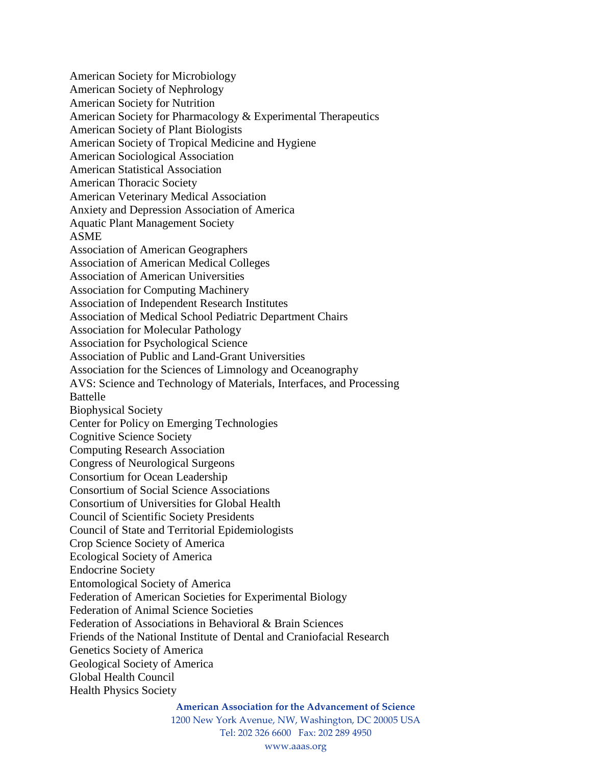American Society for Microbiology
American Society of Nephrology
American Society for Nutrition
American Society for Pharmacology & Experimental Therapeutics
American Society of Plant Biologists
American Society of Tropical Medicine and Hygiene
American Sociological Association
American Statistical Association
American Thoracic Society
American Veterinary Medical Association
Anxiety and Depression Association of America
Aquatic Plant Management Society
ASME
Association of American Geographers
Association of American Medical Colleges
Association of American Universities
Association for Computing Machinery
Association of Independent Research Institutes
Association of Medical School Pediatric Department Chairs
Association for Molecular Pathology
Association for Psychological Science
Association of Public and Land-Grant Universities
Association for the Sciences of Limnology and Oceanography
AVS: Science and Technology of Materials, Interfaces, and Processing
Battelle
Biophysical Society
Center for Policy on Emerging Technologies
Cognitive Science Society
Computing Research Association
Congress of Neurological Surgeons
Consortium for Ocean Leadership
Consortium of Social Science Associations
Consortium of Universities for Global Health
Council of Scientific Society Presidents
Council of State and Territorial Epidemiologists
Crop Science Society of America
Ecological Society of America
Endocrine Society
Entomological Society of America
Federation of American Societies for Experimental Biology
Federation of Animal Science Societies
Federation of Associations in Behavioral & Brain Sciences
Friends of the National Institute of Dental and Craniofacial Research
Genetics Society of America
Geological Society of America
Global Health Council
Health Physics Society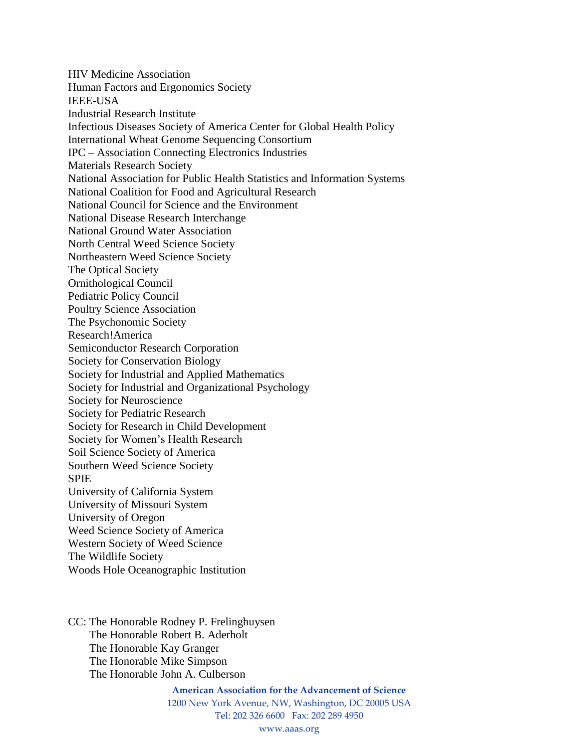HIV Medicine Association  
Human Factors and Ergonomics Society  
IEEE-USA  
Industrial Research Institute  
Infectious Diseases Society of America Center for Global Health Policy  
International Wheat Genome Sequencing Consortium  
IPC – Association Connecting Electronics Industries  
Materials Research Society  
National Association for Public Health Statistics and Information Systems  
National Coalition for Food and Agricultural Research  
National Council for Science and the Environment  
National Disease Research Interchange  
National Ground Water Association  
North Central Weed Science Society  
Northeastern Weed Science Society  
The Optical Society  
Ornithological Council  
Pediatric Policy Council  
Poultry Science Association  
The Psychonomic Society  
Research!America  
Semiconductor Research Corporation  
Society for Conservation Biology  
Society for Industrial and Applied Mathematics  
Society for Industrial and Organizational Psychology  
Society for Neuroscience  
Society for Pediatric Research  
Society for Research in Child Development  
Society for Women's Health Research  
Soil Science Society of America  
Southern Weed Science Society  
SPIE  
University of California System  
University of Missouri System  
University of Oregon  
Weed Science Society of America  
Western Society of Weed Science  
The Wildlife Society  
Woods Hole Oceanographic Institution

CC: The Honorable Rodney P. Frelinghuysen  
The Honorable Robert B. Aderholt  
The Honorable Kay Granger  
The Honorable Mike Simpson  
The Honorable John A. Culberson

**American Association for the Advancement of Science**  
1200 New York Avenue, NW, Washington, DC 20005 USA  
Tel: 202 326 6600 Fax: 202 289 4950  
www.aaas.org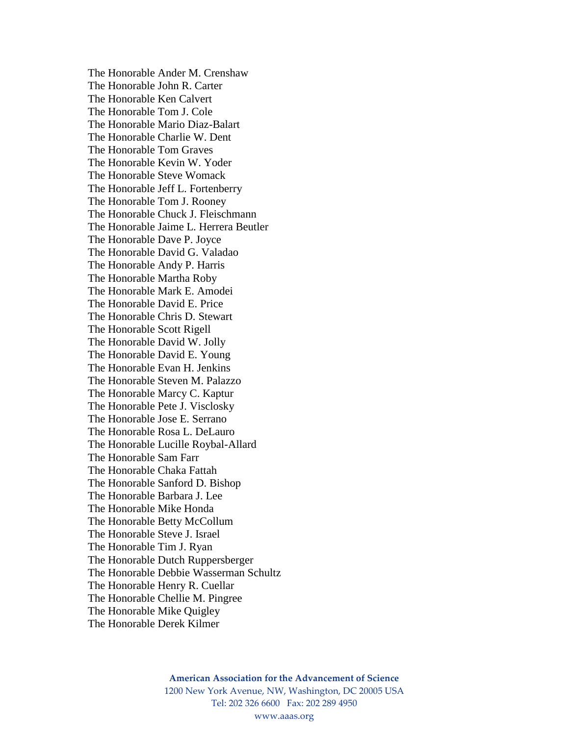The Honorable Ander M. Crenshaw
The Honorable John R. Carter
The Honorable Ken Calvert
The Honorable Tom J. Cole
The Honorable Mario Diaz-Balart
The Honorable Charlie W. Dent
The Honorable Tom Graves
The Honorable Kevin W. Yoder
The Honorable Steve Womack
The Honorable Jeff L. Fortenberry
The Honorable Tom J. Rooney
The Honorable Chuck J. Fleischmann
The Honorable Jaime L. Herrera Beutler
The Honorable Dave P. Joyce
The Honorable David G. Valadao
The Honorable Andy P. Harris
The Honorable Martha Roby
The Honorable Mark E. Amodei
The Honorable David E. Price
The Honorable Chris D. Stewart
The Honorable Scott Rigell
The Honorable David W. Jolly
The Honorable David E. Young
The Honorable Evan H. Jenkins
The Honorable Steven M. Palazzo
The Honorable Marcy C. Kaptur
The Honorable Pete J. Visclosky
The Honorable Jose E. Serrano
The Honorable Rosa L. DeLauro
The Honorable Lucille Roybal-Allard
The Honorable Sam Farr
The Honorable Chaka Fattah
The Honorable Sanford D. Bishop
The Honorable Barbara J. Lee
The Honorable Mike Honda
The Honorable Betty McCollum
The Honorable Steve J. Israel
The Honorable Tim J. Ryan
The Honorable Dutch Ruppersberger
The Honorable Debbie Wasserman Schultz
The Honorable Henry R. Cuellar
The Honorable Chellie M. Pingree
The Honorable Mike Quigley
The Honorable Derek Kilmer

**American Association for the Advancement of Science**
1200 New York Avenue, NW, Washington, DC 20005 USA
Tel: 202 326 6600 Fax: 202 289 4950
www.aaas.org